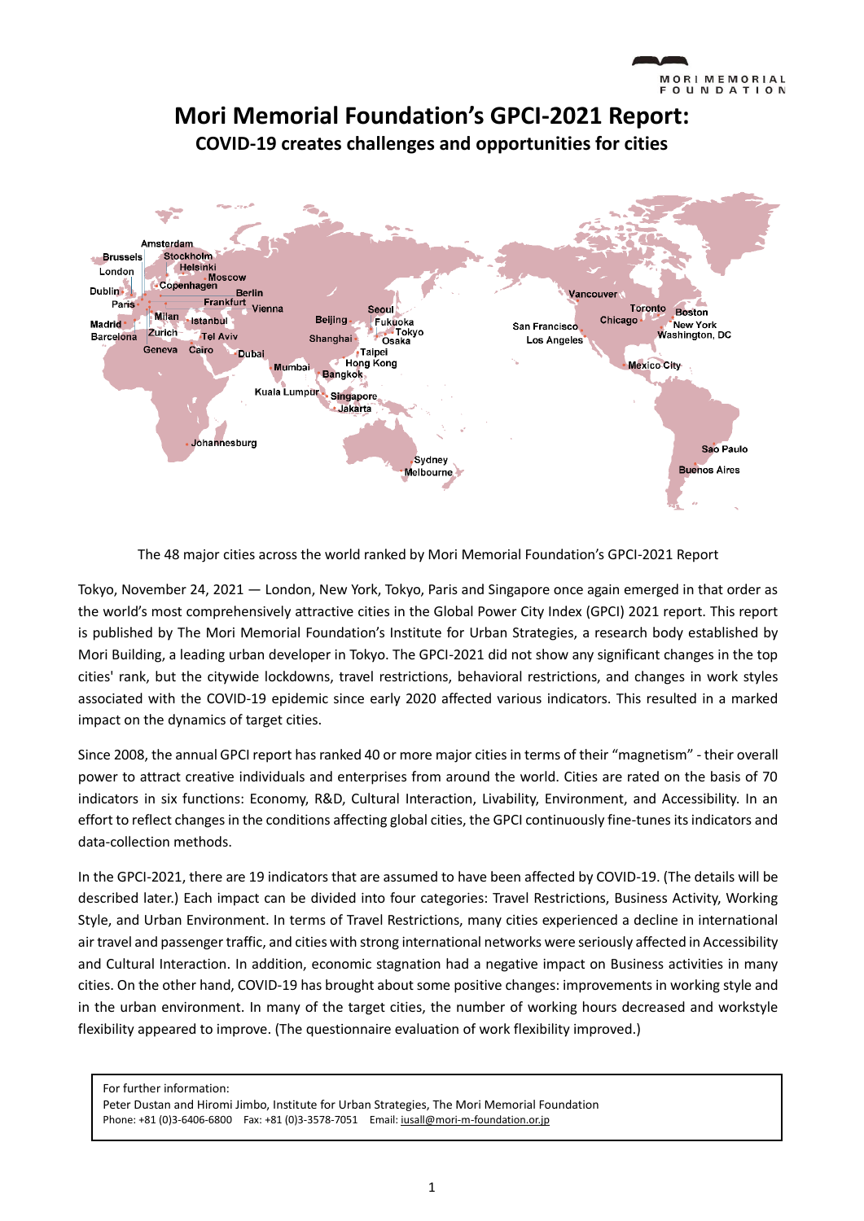# Mori Memorial Foundation's GPCI-2021 Report:

## COVID-19 creates challenges and opportunities for cities

The 48 major cities across the world ranked by Mori Memorial Foundation's GPCI-2021 Report

Tokyo, November 24, 2021 — London, New York, Tokyo, Paris and Singapore once again emerged in that order as the world's most comprehensively attractive cities in the Global Power City Index (GPCI) 2021 report. This report is published by The Mori Memorial Foundation's Institute for Urban Strategies, a research body established by Mori Building, a leading urban developer in Tokyo. The GPCI-2021 did not show any significant changes in the top cities' rank, but the citywide lockdowns, travel restrictions, behavioral restrictions, and changes in work styles associated with the COVID-19 epidemic since early 2020 affected various indicators. This resulted in a marked impact on the dynamics of target cities.

Since 2008, the annual GPCI report has ranked 40 or more major cities in terms of their "magnetism" - their overall power to attract creative individuals and enterprises from around the world. Cities are rated on the basis of 70 indicators in six functions: Economy, R&D, Cultural Interaction, Livability, Environment, and Accessibility. In an effort to reflect changes in the conditions affecting global cities, the GPCI continuously fine-tunes its indicators and data-collection methods.

In the GPCI-2021, there are 19 indicators that are assumed to have been affected by COVID-19. (The details will be described later.) Each impact can be divided into four categories: Travel Restrictions, Business Activity, Working Style, and Urban Environment. In terms of Travel Restrictions, many cities experienced a decline in international air travel and passenger traffic, and cities with strong international networks were seriously affected in Accessibility and Cultural Interaction. In addition, economic stagnation had a negative impact on Business activities in many cities. On the other hand, COVID-19 has brought about some positive changes: improvements in working style and in the urban environment. In many of the target cities, the number of working hours decreased and workstyle flexibility appeared to improve. (The questionnaire evaluation of work flexibility improved.)

For further information:
Peter Dustan and Hiromi Jimbo, Institute for Urban Strategies, The Mori Memorial Foundation
Phone: +81 (0)3-6406-6800 Fax: +81 (0)3-3578-7051 Email: iusall@mori-m-foundation.or.jp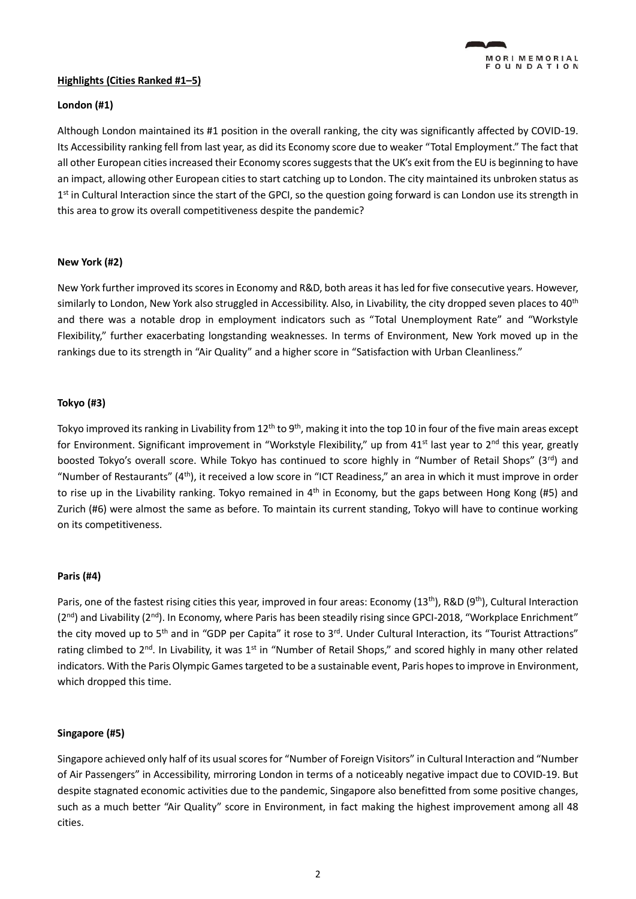**Highlights (Cities Ranked #1–5)**

**London (#1)**

Although London maintained its #1 position in the overall ranking, the city was significantly affected by COVID-19. Its Accessibility ranking fell from last year, as did its Economy score due to weaker "Total Employment." The fact that all other European cities increased their Economy scores suggests that the UK's exit from the EU is beginning to have an impact, allowing other European cities to start catching up to London. The city maintained its unbroken status as 1st in Cultural Interaction since the start of the GPCI, so the question going forward is can London use its strength in this area to grow its overall competitiveness despite the pandemic?

**New York (#2)**

New York further improved its scores in Economy and R&D, both areas it has led for five consecutive years. However, similarly to London, New York also struggled in Accessibility. Also, in Livability, the city dropped seven places to 40th and there was a notable drop in employment indicators such as "Total Unemployment Rate" and "Workstyle Flexibility," further exacerbating longstanding weaknesses. In terms of Environment, New York moved up in the rankings due to its strength in "Air Quality" and a higher score in "Satisfaction with Urban Cleanliness."

**Tokyo (#3)**

Tokyo improved its ranking in Livability from 12th to 9th, making it into the top 10 in four of the five main areas except for Environment. Significant improvement in "Workstyle Flexibility," up from 41st last year to 2nd this year, greatly boosted Tokyo's overall score. While Tokyo has continued to score highly in "Number of Retail Shops" (3rd) and "Number of Restaurants" (4th), it received a low score in "ICT Readiness," an area in which it must improve in order to rise up in the Livability ranking. Tokyo remained in 4th in Economy, but the gaps between Hong Kong (#5) and Zurich (#6) were almost the same as before. To maintain its current standing, Tokyo will have to continue working on its competitiveness.

**Paris (#4)**

Paris, one of the fastest rising cities this year, improved in four areas: Economy (13th), R&D (9th), Cultural Interaction (2nd) and Livability (2nd). In Economy, where Paris has been steadily rising since GPCI-2018, "Workplace Enrichment" the city moved up to 5th and in "GDP per Capita" it rose to 3rd. Under Cultural Interaction, its "Tourist Attractions" rating climbed to 2nd. In Livability, it was 1st in "Number of Retail Shops," and scored highly in many other related indicators. With the Paris Olympic Games targeted to be a sustainable event, Paris hopes to improve in Environment, which dropped this time.

**Singapore (#5)**

Singapore achieved only half of its usual scores for "Number of Foreign Visitors" in Cultural Interaction and "Number of Air Passengers" in Accessibility, mirroring London in terms of a noticeably negative impact due to COVID-19. But despite stagnated economic activities due to the pandemic, Singapore also benefitted from some positive changes, such as a much better "Air Quality" score in Environment, in fact making the highest improvement among all 48 cities.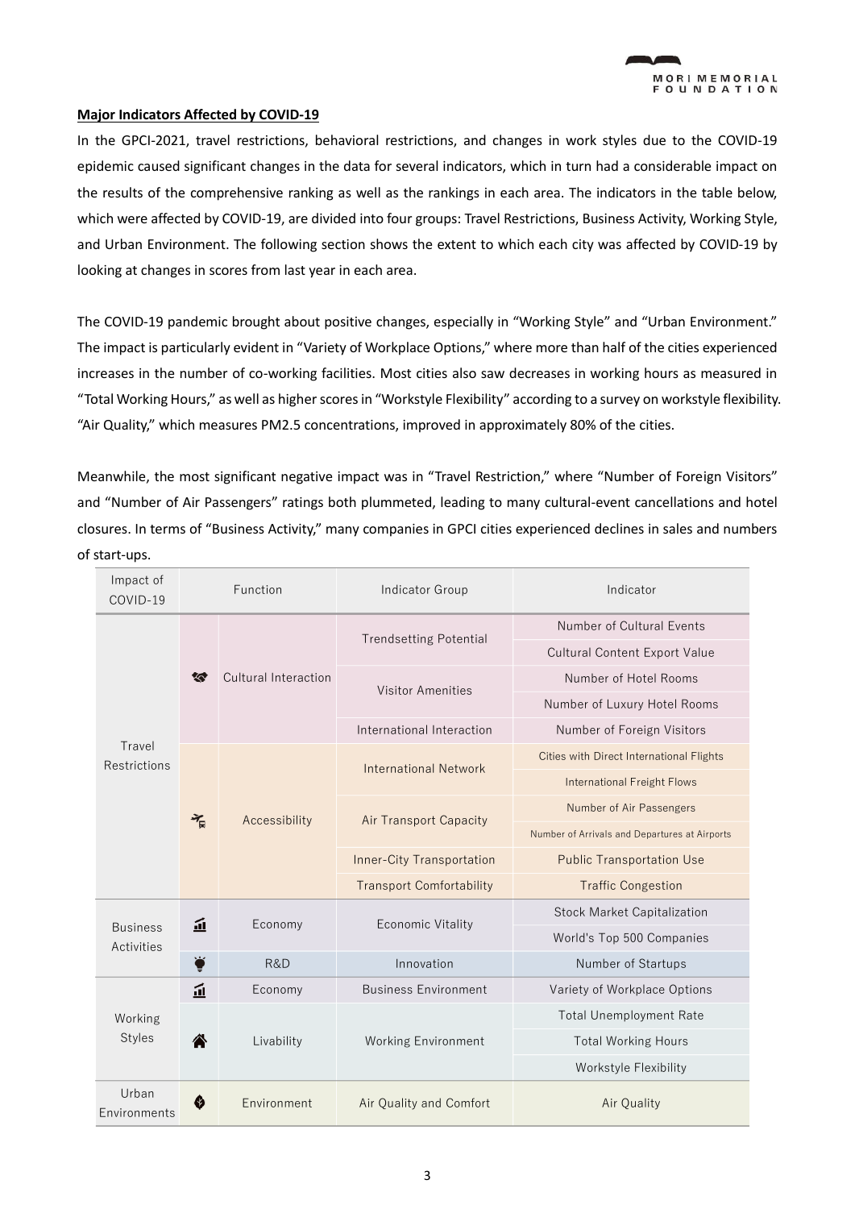**Major Indicators Affected by COVID-19**

In the GPCI-2021, travel restrictions, behavioral restrictions, and changes in work styles due to the COVID-19 epidemic caused significant changes in the data for several indicators, which in turn had a considerable impact on the results of the comprehensive ranking as well as the rankings in each area. The indicators in the table below, which were affected by COVID-19, are divided into four groups: Travel Restrictions, Business Activity, Working Style, and Urban Environment. The following section shows the extent to which each city was affected by COVID-19 by looking at changes in scores from last year in each area.

The COVID-19 pandemic brought about positive changes, especially in "Working Style" and "Urban Environment." The impact is particularly evident in "Variety of Workplace Options," where more than half of the cities experienced increases in the number of co-working facilities. Most cities also saw decreases in working hours as measured in "Total Working Hours," as well as higher scores in "Workstyle Flexibility" according to a survey on workstyle flexibility. "Air Quality," which measures PM2.5 concentrations, improved in approximately 80% of the cities.

Meanwhile, the most significant negative impact was in "Travel Restriction," where "Number of Foreign Visitors" and "Number of Air Passengers" ratings both plummeted, leading to many cultural-event cancellations and hotel closures. In terms of "Business Activity," many companies in GPCI cities experienced declines in sales and numbers of start-ups.

| Impact of COVID-19 | Function | Indicator Group | Indicator |
|---|---|---|---|
| Travel Restrictions | Cultural Interaction | Trendsetting Potential | Number of Cultural Events |
| | | | Cultural Content Export Value |
| | | Visitor Amenities | Number of Hotel Rooms |
| | | | Number of Luxury Hotel Rooms |
| | | International Interaction | Number of Foreign Visitors |
| | Accessibility | International Network | Cities with Direct International Flights |
| | | | International Freight Flows |
| | | Air Transport Capacity | Number of Air Passengers |
| | | | Number of Arrivals and Departures at Airports |
| | | Inner-City Transportation | Public Transportation Use |
| | | Transport Comfortability | Traffic Congestion |
| Business Activities | Economy | Economic Vitality | Stock Market Capitalization |
| | | | World's Top 500 Companies |
| | R&D | Innovation | Number of Startups |
| Working Styles | Economy | Business Environment | Variety of Workplace Options |
| | Livability | Working Environment | Total Unemployment Rate |
| | | | Total Working Hours |
| | | | Workstyle Flexibility |
| Urban Environments | Environment | Air Quality and Comfort | Air Quality |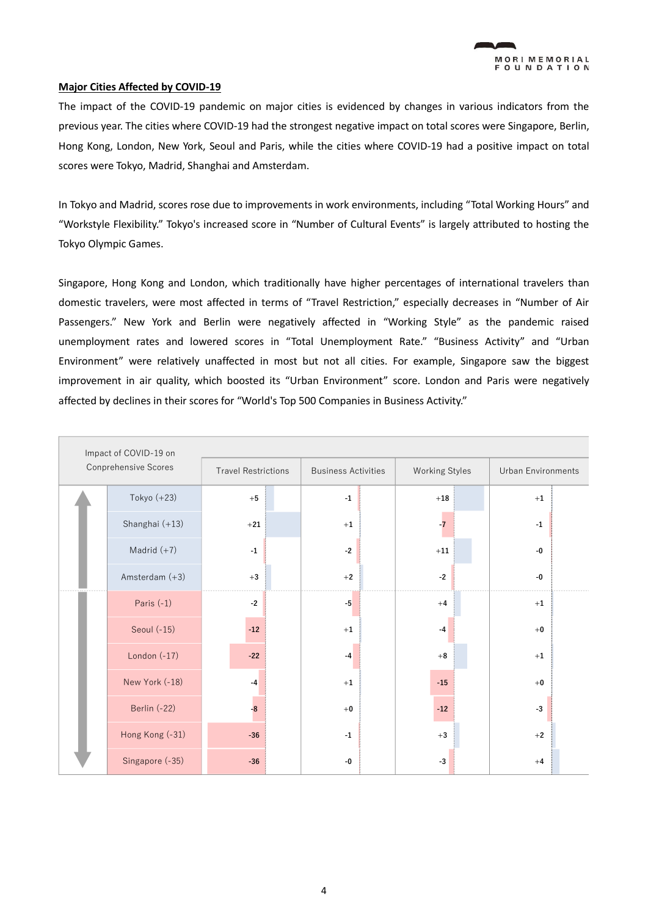**Major Cities Affected by COVID-19**

The impact of the COVID-19 pandemic on major cities is evidenced by changes in various indicators from the previous year. The cities where COVID-19 had the strongest negative impact on total scores were Singapore, Berlin, Hong Kong, London, New York, Seoul and Paris, while the cities where COVID-19 had a positive impact on total scores were Tokyo, Madrid, Shanghai and Amsterdam.

In Tokyo and Madrid, scores rose due to improvements in work environments, including "Total Working Hours" and "Workstyle Flexibility." Tokyo's increased score in "Number of Cultural Events" is largely attributed to hosting the Tokyo Olympic Games.

Singapore, Hong Kong and London, which traditionally have higher percentages of international travelers than domestic travelers, were most affected in terms of "Travel Restriction," especially decreases in "Number of Air Passengers." New York and Berlin were negatively affected in "Working Style" as the pandemic raised unemployment rates and lowered scores in "Total Unemployment Rate." "Business Activity" and "Urban Environment" were relatively unaffected in most but not all cities. For example, Singapore saw the biggest improvement in air quality, which boosted its "Urban Environment" score. London and Paris were negatively affected by declines in their scores for "World's Top 500 Companies in Business Activity."

| Impact of COVID-19 on Conprehensive Scores | Travel Restrictions | Business Activities | Working Styles | Urban Environments |
|---|---|---|---|---|
| Tokyo (+23) | +5 | -1 | +18 | +1 |
| Shanghai (+13) | +21 | +1 | -7 | -1 |
| Madrid (+7) | -1 | -2 | +11 | -0 |
| Amsterdam (+3) | +3 | +2 | -2 | -0 |
| Paris (-1) | -2 | -5 | +4 | +1 |
| Seoul (-15) | -12 | +1 | -4 | +0 |
| London (-17) | -22 | -4 | +8 | +1 |
| New York (-18) | -4 | +1 | -15 | +0 |
| Berlin (-22) | -8 | +0 | -12 | -3 |
| Hong Kong (-31) | -36 | -1 | +3 | +2 |
| Singapore (-35) | -36 | -0 | -3 | +4 |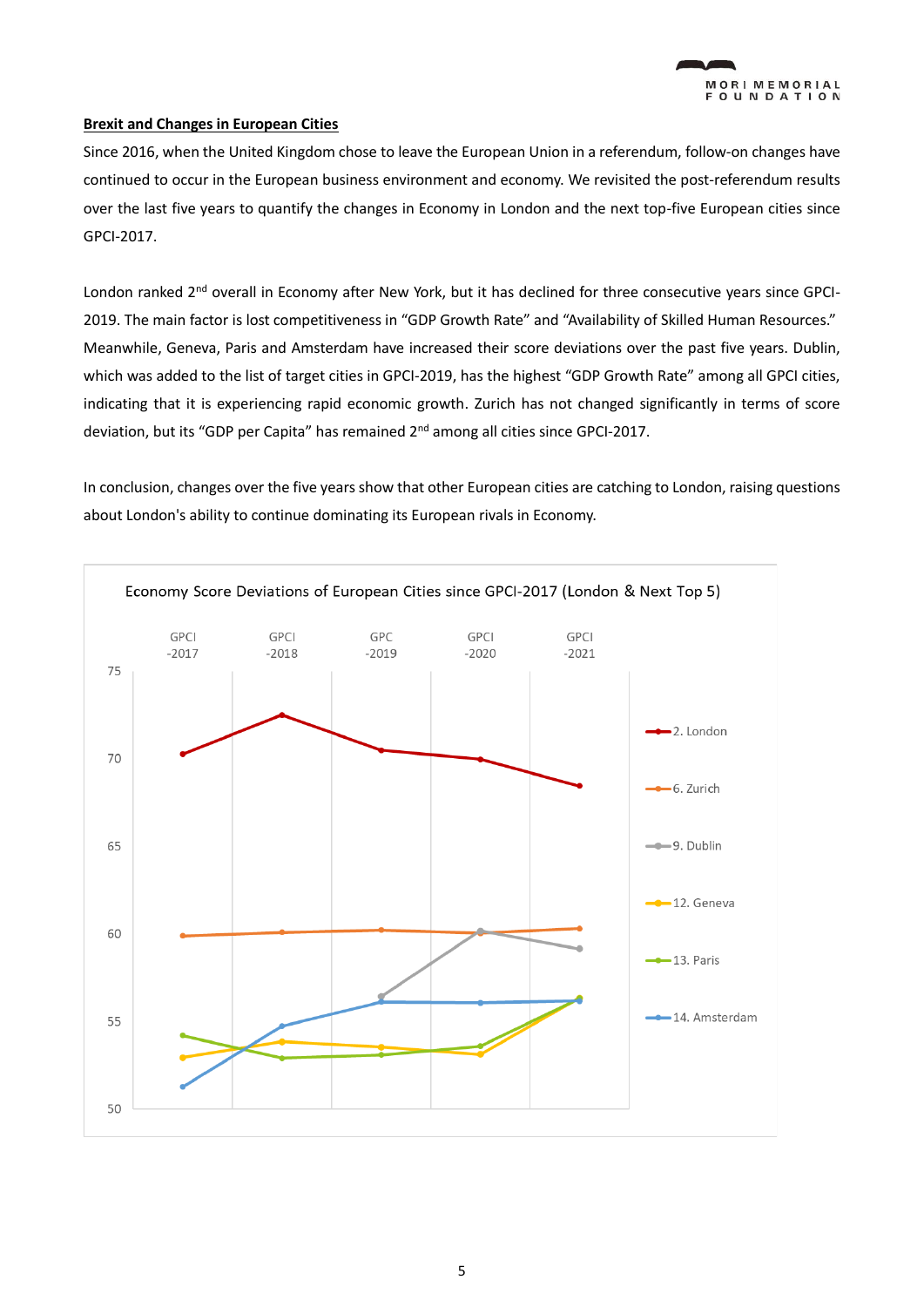**Brexit and Changes in European Cities**

Since 2016, when the United Kingdom chose to leave the European Union in a referendum, follow-on changes have continued to occur in the European business environment and economy. We revisited the post-referendum results over the last five years to quantify the changes in Economy in London and the next top-five European cities since GPCI-2017.

London ranked 2nd overall in Economy after New York, but it has declined for three consecutive years since GPCI-2019. The main factor is lost competitiveness in "GDP Growth Rate" and "Availability of Skilled Human Resources." Meanwhile, Geneva, Paris and Amsterdam have increased their score deviations over the past five years. Dublin, which was added to the list of target cities in GPCI-2019, has the highest "GDP Growth Rate" among all GPCI cities, indicating that it is experiencing rapid economic growth. Zurich has not changed significantly in terms of score deviation, but its "GDP per Capita" has remained 2nd among all cities since GPCI-2017.

In conclusion, changes over the five years show that other European cities are catching to London, raising questions about London's ability to continue dominating its European rivals in Economy.

Economy Score Deviations of European Cities since GPCI-2017 (London & Next Top 5)

GPCI-2017 | GPCI-2018 | GPC-2019 | GPCI-2020 | GPCI-2021

75, 70, 65, 60, 55, 50

2. London
6. Zurich
9. Dublin
12. Geneva
13. Paris
14. Amsterdam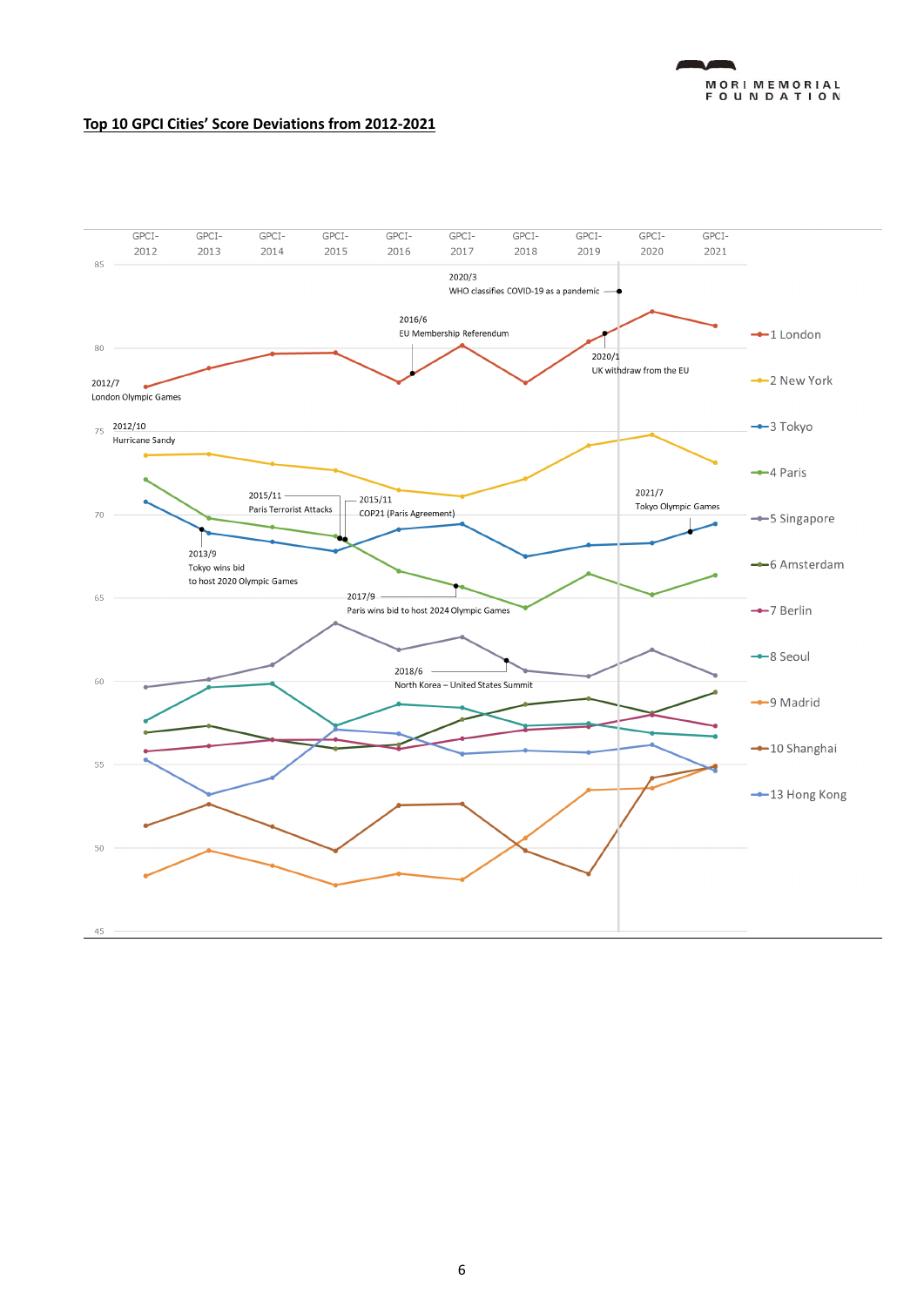## Top 10 GPCI Cities' Score Deviations from 2012-2021

GPCI-2012 | GPCI-2013 | GPCI-2014 | GPCI-2015 | GPCI-2016 | GPCI-2017 | GPCI-2018 | GPCI-2019 | GPCI-2020 | GPCI-2021

2012/7 London Olympic Games

2012/10 Hurricane Sandy

2013/9 Tokyo wins bid to host 2020 Olympic Games

2015/11 Paris Terrorist Attacks

2015/11 COP21 (Paris Agreement)

2016/6 EU Membership Referendum

2017/9 Paris wins bid to host 2024 Olympic Games

2018/6 North Korea – United States Summit

2020/1 UK withdraw from the EU

2020/3 WHO classifies COVID-19 as a pandemic

2021/7 Tokyo Olympic Games

1 London
2 New York
3 Tokyo
4 Paris
5 Singapore
6 Amsterdam
7 Berlin
8 Seoul
9 Madrid
10 Shanghai
13 Hong Kong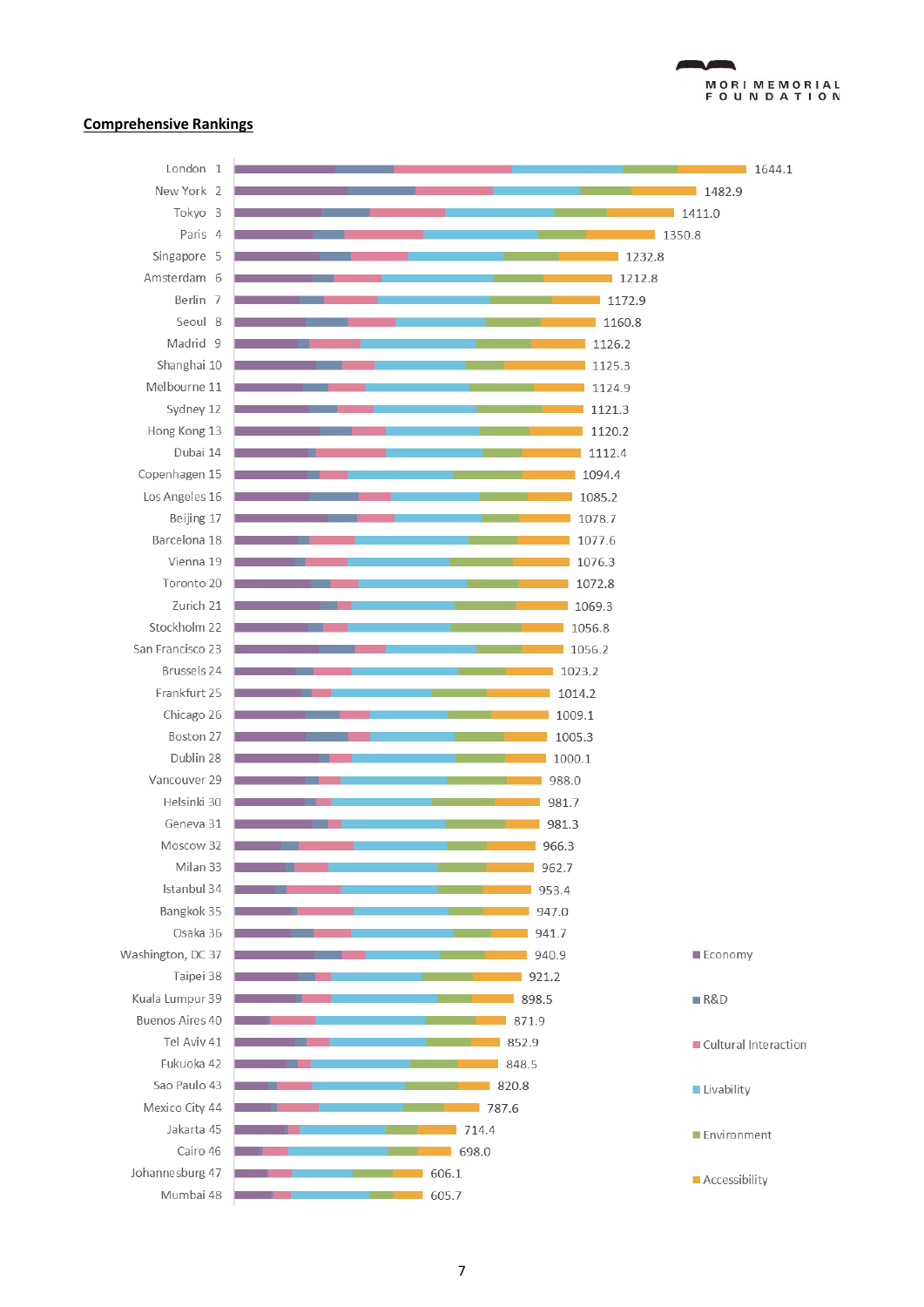## Comprehensive Rankings

London 1 1644.1
New York 2 1482.9
Tokyo 3 1411.0
Paris 4 1350.8
Singapore 5 1232.8
Amsterdam 6 1212.8
Berlin 7 1172.9
Seoul 8 1160.8
Madrid 9 1126.2
Shanghai 10 1125.3
Melbourne 11 1124.9
Sydney 12 1121.3
Hong Kong 13 1120.2
Dubai 14 1112.4
Copenhagen 15 1094.4
Los Angeles 16 1085.2
Beijing 17 1078.7
Barcelona 18 1077.6
Vienna 19 1076.3
Toronto 20 1072.8
Zurich 21 1069.3
Stockholm 22 1056.8
San Francisco 23 1056.2
Brussels 24 1023.2
Frankfurt 25 1014.2
Chicago 26 1009.1
Boston 27 1005.3
Dublin 28 1000.1
Vancouver 29 988.0
Helsinki 30 981.7
Geneva 31 981.3
Moscow 32 966.3
Milan 33 962.7
Istanbul 34 953.4
Bangkok 35 947.0
Osaka 36 941.7
Washington, DC 37 940.9
Taipei 38 921.2
Kuala Lumpur 39 898.5
Buenos Aires 40 871.9
Tel Aviv 41 852.9
Fukuoka 42 848.5
Sao Paulo 43 820.8
Mexico City 44 787.6
Jakarta 45 714.4
Cairo 46 698.0
Johannesburg 47 606.1
Mumbai 48 605.7

Economy
R&D
Cultural Interaction
Livability
Environment
Accessibility